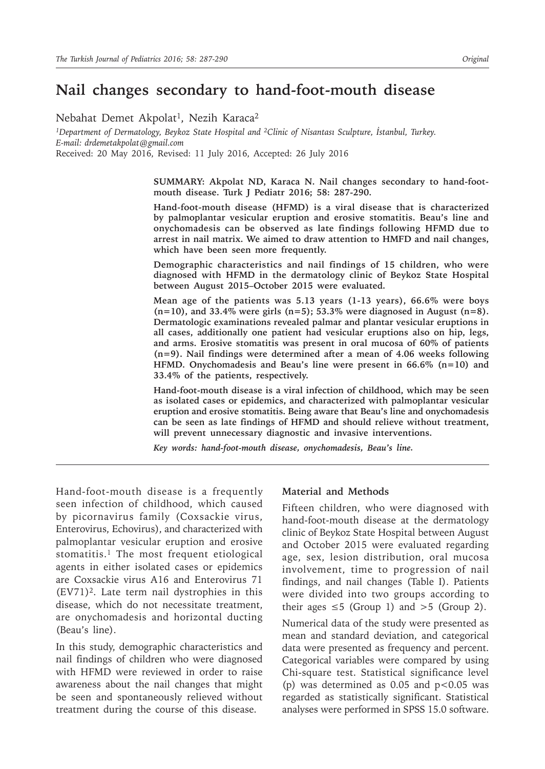Original

# Nail changes secondary to hand-foot-mouth disease

Nebahat Demet Akpolat[1], Nezih Karaca[2]

*[1]Department of Dermatology, Beykoz State Hospital and [2]Clinic of Nisantası Sculpture, İstanbul, Turkey. E-mail: drdemetakpolat@gmail.com*

Received: 20 May 2016, Revised: 11 July 2016, Accepted: 26 July 2016

**SUMMARY: Akpolat ND, Karaca N. Nail changes secondary to hand-foot-mouth disease. Turk J Pediatr 2016; 58: 287-290.**

**Hand-foot-mouth disease (HFMD) is a viral disease that is characterized by palmoplantar vesicular eruption and erosive stomatitis. Beau's line and onychomadesis can be observed as late findings following HFMD due to arrest in nail matrix. We aimed to draw attention to HMFD and nail changes, which have been seen more frequently.**

**Demographic characteristics and nail findings of 15 children, who were diagnosed with HFMD in the dermatology clinic of Beykoz State Hospital between August 2015–October 2015 were evaluated.**

**Mean age of the patients was 5.13 years (1-13 years), 66.6% were boys (n=10), and 33.4% were girls (n=5); 53.3% were diagnosed in August (n=8). Dermatologic examinations revealed palmar and plantar vesicular eruptions in all cases, additionally one patient had vesicular eruptions also on hip, legs, and arms. Erosive stomatitis was present in oral mucosa of 60% of patients (n=9). Nail findings were determined after a mean of 4.06 weeks following HFMD. Onychomadesis and Beau's line were present in 66.6% (n=10) and 33.4% of the patients, respectively.**

**Hand-foot-mouth disease is a viral infection of childhood, which may be seen as isolated cases or epidemics, and characterized with palmoplantar vesicular eruption and erosive stomatitis. Being aware that Beau's line and onychomadesis can be seen as late findings of HFMD and should relieve without treatment, will prevent unnecessary diagnostic and invasive interventions.**

***Key words: hand-foot-mouth disease, onychomadesis, Beau's line.***

---

Hand-foot-mouth disease is a frequently seen infection of childhood, which caused by picornavirus family (Coxsackie virus, Enterovirus, Echovirus), and characterized with palmoplantar vesicular eruption and erosive stomatitis.[1] The most frequent etiological agents in either isolated cases or epidemics are Coxsackie virus A16 and Enterovirus 71 (EV71)[2]. Late term nail dystrophies in this disease, which do not necessitate treatment, are onychomadesis and horizontal ducting (Beau's line).

In this study, demographic characteristics and nail findings of children who were diagnosed with HFMD were reviewed in order to raise awareness about the nail changes that might be seen and spontaneously relieved without treatment during the course of this disease.

## Material and Methods

Fifteen children, who were diagnosed with hand-foot-mouth disease at the dermatology clinic of Beykoz State Hospital between August and October 2015 were evaluated regarding age, sex, lesion distribution, oral mucosa involvement, time to progression of nail findings, and nail changes (Table I). Patients were divided into two groups according to their ages $\leq 5$ (Group 1) and $>5$ (Group 2).

Numerical data of the study were presented as mean and standard deviation, and categorical data were presented as frequency and percent. Categorical variables were compared by using Chi-square test. Statistical significance level (p) was determined as 0.05 and $p<0.05$ was regarded as statistically significant. Statistical analyses were performed in SPSS 15.0 software.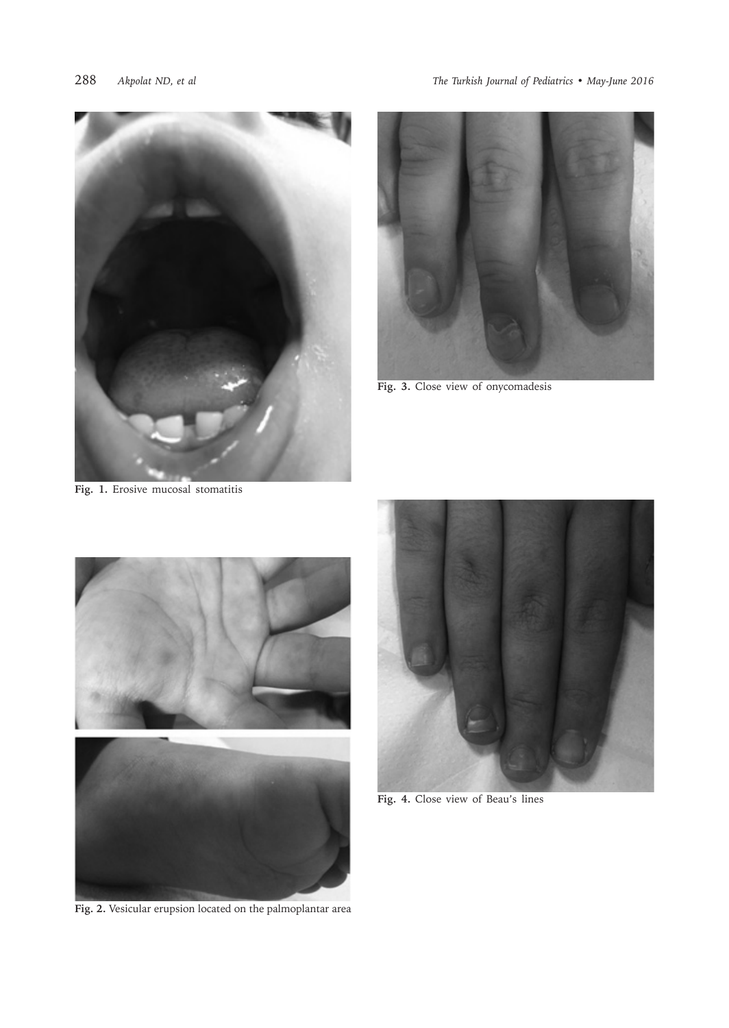Fig. 1. Erosive mucosal stomatitis

Fig. 3. Close view of onycomadesis

Fig. 2. Vesicular eruption located on the palmoplantar area

Fig. 4. Close view of Beau's lines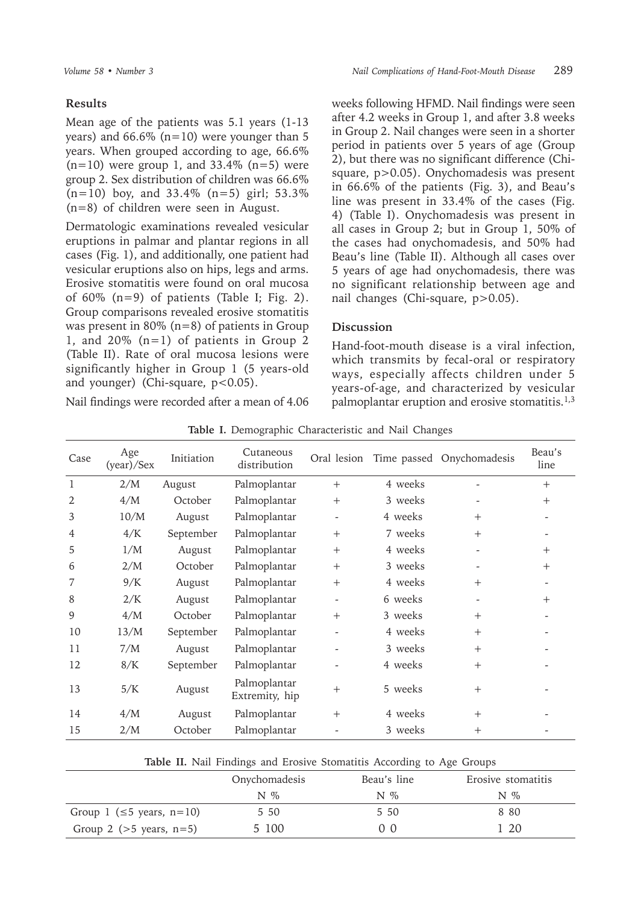## Results

Mean age of the patients was 5.1 years (1-13 years) and 66.6% (n=10) were younger than 5 years. When grouped according to age, 66.6% (n=10) were group 1, and 33.4% (n=5) were group 2. Sex distribution of children was 66.6% (n=10) boy, and 33.4% (n=5) girl; 53.3% (n=8) of children were seen in August.

Dermatologic examinations revealed vesicular eruptions in palmar and plantar regions in all cases (Fig. 1), and additionally, one patient had vesicular eruptions also on hips, legs and arms. Erosive stomatitis were found on oral mucosa of 60% (n=9) of patients (Table I; Fig. 2). Group comparisons revealed erosive stomatitis was present in 80% (n=8) of patients in Group 1, and 20% (n=1) of patients in Group 2 (Table II). Rate of oral mucosa lesions were significantly higher in Group 1 (5 years-old and younger) (Chi-square, $p<0.05$).

Nail findings were recorded after a mean of 4.06 weeks following HFMD. Nail findings were seen after 4.2 weeks in Group 1, and after 3.8 weeks in Group 2. Nail changes were seen in a shorter period in patients over 5 years of age (Group 2), but there was no significant difference (Chi-square, $p>0.05$). Onychomadesis was present in 66.6% of the patients (Fig. 3), and Beau's line was present in 33.4% of the cases (Fig. 4) (Table I). Onychomadesis was present in all cases in Group 2; but in Group 1, 50% of the cases had onychomadesis, and 50% had Beau's line (Table II). Although all cases over 5 years of age had onychomadesis, there was no significant relationship between age and nail changes (Chi-square, $p>0.05$).

## Discussion

Hand-foot-mouth disease is a viral infection, which transmits by fecal-oral or respiratory ways, especially affects children under 5 years-of-age, and characterized by vesicular palmoplantar eruption and erosive stomatitis.[1,3]

**Table I.** Demographic Characteristic and Nail Changes

| Case | Age (year)/Sex | Initiation | Cutaneous distribution | Oral lesion | Time passed | Onychomadesis | Beau's line |
|---|---|---|---|---|---|---|---|
| 1 | 2/M | August | Palmoplantar | + | 4 weeks | - | + |
| 2 | 4/M | October | Palmoplantar | + | 3 weeks | - | + |
| 3 | 10/M | August | Palmoplantar | - | 4 weeks | + | - |
| 4 | 4/K | September | Palmoplantar | + | 7 weeks | + | - |
| 5 | 1/M | August | Palmoplantar | + | 4 weeks | - | + |
| 6 | 2/M | October | Palmoplantar | + | 3 weeks | - | + |
| 7 | 9/K | August | Palmoplantar | + | 4 weeks | + | - |
| 8 | 2/K | August | Palmoplantar | - | 6 weeks | - | + |
| 9 | 4/M | October | Palmoplantar | + | 3 weeks | + | - |
| 10 | 13/M | September | Palmoplantar | - | 4 weeks | + | - |
| 11 | 7/M | August | Palmoplantar | - | 3 weeks | + | - |
| 12 | 8/K | September | Palmoplantar | - | 4 weeks | + | - |
| 13 | 5/K | August | Palmoplantar Extremity, hip | + | 5 weeks | + | - |
| 14 | 4/M | August | Palmoplantar | + | 4 weeks | + | - |
| 15 | 2/M | October | Palmoplantar | - | 3 weeks | + | - |

**Table II.** Nail Findings and Erosive Stomatitis According to Age Groups

| | Onychomadesis | | Beau's line | | Erosive stomatitis | |
|---|---|---|---|---|---|---|
| | N | % | N | % | N | % |
| Group 1 (≤5 years, n=10) | 5 | 50 | 5 | 50 | 8 | 80 |
| Group 2 (>5 years, n=5) | 5 | 100 | 0 | 0 | 1 | 20 |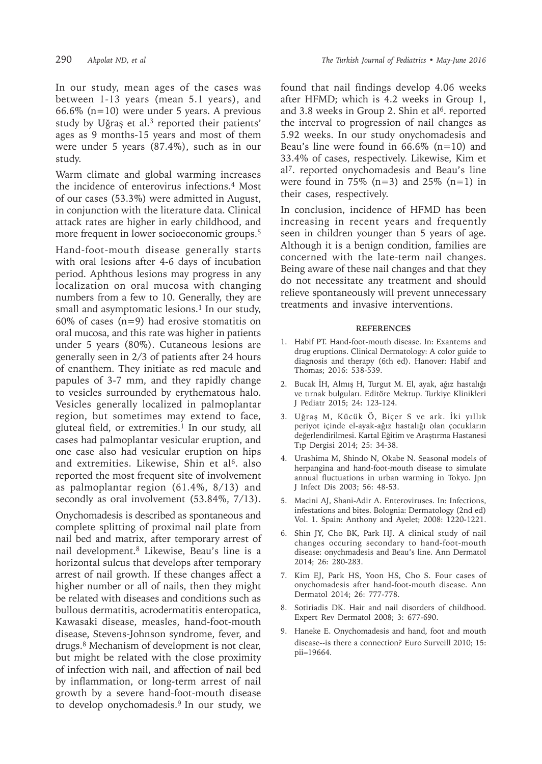In our study, mean ages of the cases was between 1-13 years (mean 5.1 years), and 66.6% (n=10) were under 5 years. A previous study by Uğraş et al.[3] reported their patients' ages as 9 months-15 years and most of them were under 5 years (87.4%), such as in our study.

Warm climate and global warming increases the incidence of enterovirus infections.[4] Most of our cases (53.3%) were admitted in August, in conjunction with the literature data. Clinical attack rates are higher in early childhood, and more frequent in lower socioeconomic groups.[5]

Hand-foot-mouth disease generally starts with oral lesions after 4-6 days of incubation period. Aphthous lesions may progress in any localization on oral mucosa with changing numbers from a few to 10. Generally, they are small and asymptomatic lesions.[1] In our study, 60% of cases (n=9) had erosive stomatitis on oral mucosa, and this rate was higher in patients under 5 years (80%). Cutaneous lesions are generally seen in 2/3 of patients after 24 hours of enanthem. They initiate as red macule and papules of 3-7 mm, and they rapidly change to vesicles surrounded by erythematous halo. Vesicles generally localized in palmoplantar region, but sometimes may extend to face, gluteal field, or extremities.[1] In our study, all cases had palmoplantar vesicular eruption, and one case also had vesicular eruption on hips and extremities. Likewise, Shin et al[6]. also reported the most frequent site of involvement as palmoplantar region (61.4%, 8/13) and secondly as oral involvement (53.84%, 7/13).

Onychomadesis is described as spontaneous and complete splitting of proximal nail plate from nail bed and matrix, after temporary arrest of nail development.[8] Likewise, Beau's line is a horizontal sulcus that develops after temporary arrest of nail growth. If these changes affect a higher number or all of nails, then they might be related with diseases and conditions such as bullous dermatitis, acrodermatitis enteropatica, Kawasaki disease, measles, hand-foot-mouth disease, Stevens-Johnson syndrome, fever, and drugs.[8] Mechanism of development is not clear, but might be related with the close proximity of infection with nail, and affection of nail bed by inflammation, or long-term arrest of nail growth by a severe hand-foot-mouth disease to develop onychomadesis.[9] In our study, we found that nail findings develop 4.06 weeks after HFMD; which is 4.2 weeks in Group 1, and 3.8 weeks in Group 2. Shin et al[6]. reported the interval to progression of nail changes as 5.92 weeks. In our study onychomadesis and Beau's line were found in 66.6% (n=10) and 33.4% of cases, respectively. Likewise, Kim et al[7]. reported onychomadesis and Beau's line were found in 75% (n=3) and 25% (n=1) in their cases, respectively.

In conclusion, incidence of HFMD has been increasing in recent years and frequently seen in children younger than 5 years of age. Although it is a benign condition, families are concerned with the late-term nail changes. Being aware of these nail changes and that they do not necessitate any treatment and should relieve spontaneously will prevent unnecessary treatments and invasive interventions.

## REFERENCES

1. Habif PT. Hand-foot-mouth disease. In: Exantems and drug eruptions. Clinical Dermatology: A color guide to diagnosis and therapy (6th ed). Hanover: Habif and Thomas; 2016: 538-539.
2. Bucak İH, Almış H, Turgut M. El, ayak, ağız hastalığı ve tırnak bulguları. Editöre Mektup. Turkiye Klinikleri J Pediatr 2015; 24: 123-124.
3. Uğraş M, Kücük Ö, Biçer S ve ark. İki yıllık periyot içinde el-ayak-ağız hastalığı olan çocukların değerlendirilmesi. Kartal Eğitim ve Araştırma Hastanesi Tıp Dergisi 2014; 25: 34-38.
4. Urashima M, Shindo N, Okabe N. Seasonal models of herpangina and hand-foot-mouth disease to simulate annual fluctuations in urban warming in Tokyo. Jpn J Infect Dis 2003; 56: 48-53.
5. Macini AJ, Shani-Adir A. Enteroviruses. In: Infections, infestations and bites. Bolognia: Dermatology (2nd ed) Vol. 1. Spain: Anthony and Ayelet; 2008: 1220-1221.
6. Shin JY, Cho BK, Park HJ. A clinical study of nail changes occuring secondary to hand-foot-mouth disease: onychmadesis and Beau's line. Ann Dermatol 2014; 26: 280-283.
7. Kim EJ, Park HS, Yoon HS, Cho S. Four cases of onychomadesis after hand-foot-mouth disease. Ann Dermatol 2014; 26: 777-778.
8. Sotiriadis DK. Hair and nail disorders of childhood. Expert Rev Dermatol 2008; 3: 677-690.
9. Haneke E. Onychomadesis and hand, foot and mouth disease--is there a connection? Euro Surveill 2010; 15: pii=19664.